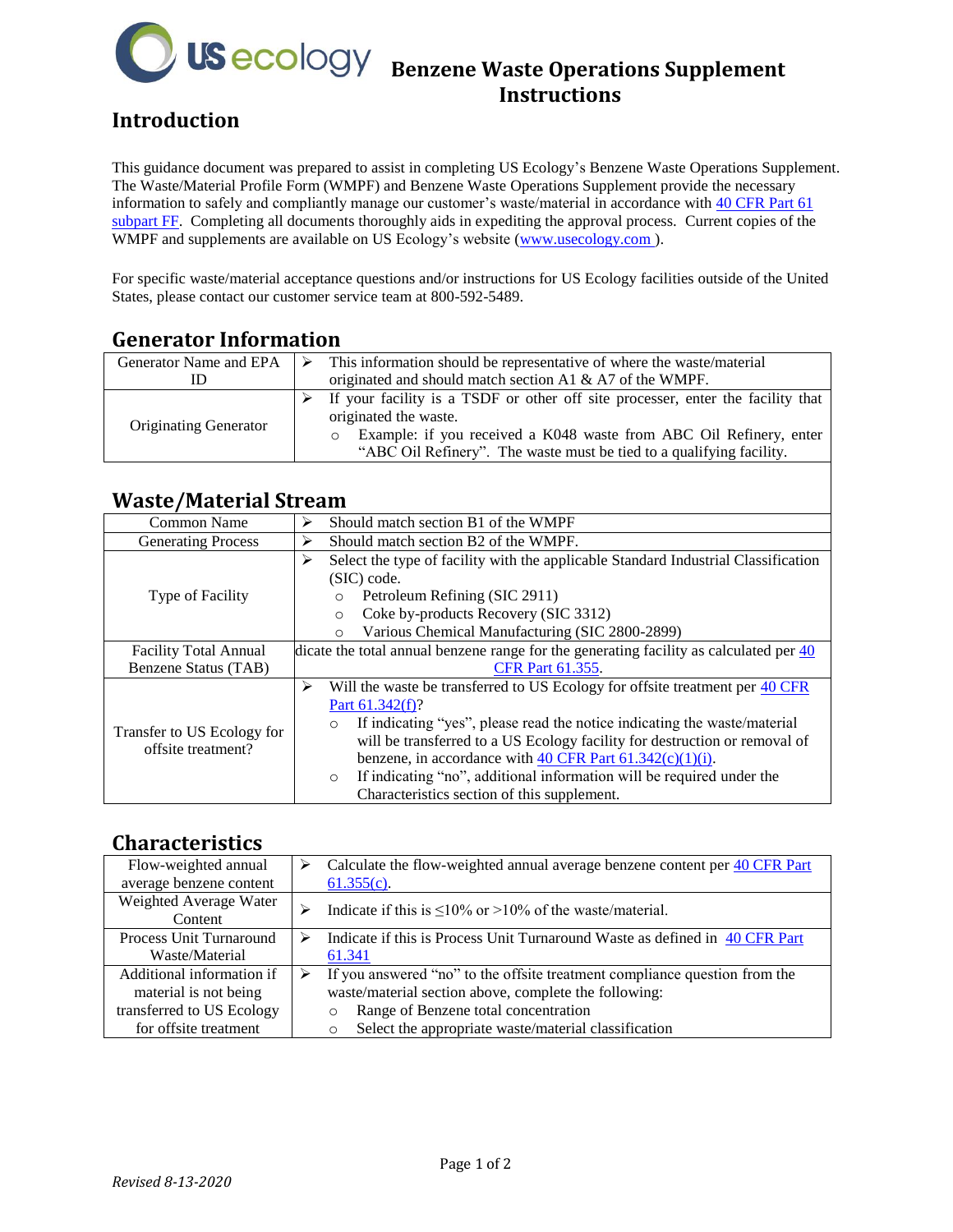# Benzene Waste Operations Supplement Instructions

## Introduction

This guidance document was prepared to assist in completing US Ecology's Benzene Waste Operations Supplement. The Waste/Material Profile Form (WMPF) and Benzene Waste Operations Supplement provide the necessary information to safely and compliantly manage our customer's waste/material in accordance with 40 CFR Part 61 subpart FF. Completing all documents thoroughly aids in expediting the approval process. Current copies of the WMPF and supplements are available on US Ecology's website (www.usecology.com ).

For specific waste/material acceptance questions and/or instructions for US Ecology facilities outside of the United States, please contact our customer service team at 800-592-5489.

## Generator Information

| | |
|---|---|
| Generator Name and EPA ID | ➢ This information should be representative of where the waste/material originated and should match section A1 & A7 of the WMPF. |
| Originating Generator | ➢ If your facility is a TSDF or other off site processer, enter the facility that originated the waste.<br>○ Example: if you received a K048 waste from ABC Oil Refinery, enter "ABC Oil Refinery". The waste must be tied to a qualifying facility. |

## Waste/Material Stream

| | |
|---|---|
| Common Name | ➢ Should match section B1 of the WMPF |
| Generating Process | ➢ Should match section B2 of the WMPF. |
| Type of Facility | ➢ Select the type of facility with the applicable Standard Industrial Classification (SIC) code.<br>○ Petroleum Refining (SIC 2911)<br>○ Coke by-products Recovery (SIC 3312)<br>○ Various Chemical Manufacturing (SIC 2800-2899) |
| Facility Total Annual Benzene Status (TAB) | dicate the total annual benzene range for the generating facility as calculated per 40 CFR Part 61.355. |
| Transfer to US Ecology for offsite treatment? | ➢ Will the waste be transferred to US Ecology for offsite treatment per 40 CFR Part 61.342(f)?<br>○ If indicating "yes", please read the notice indicating the waste/material will be transferred to a US Ecology facility for destruction or removal of benzene, in accordance with 40 CFR Part 61.342(c)(1)(i).<br>○ If indicating "no", additional information will be required under the Characteristics section of this supplement. |

## Characteristics

| | |
|---|---|
| Flow-weighted annual average benzene content | ➢ Calculate the flow-weighted annual average benzene content per 40 CFR Part 61.355(c). |
| Weighted Average Water Content | ➢ Indicate if this is ≤10% or >10% of the waste/material. |
| Process Unit Turnaround Waste/Material | ➢ Indicate if this is Process Unit Turnaround Waste as defined in 40 CFR Part 61.341 |
| Additional information if material is not being transferred to US Ecology for offsite treatment | ➢ If you answered "no" to the offsite treatment compliance question from the waste/material section above, complete the following:<br>○ Range of Benzene total concentration<br>○ Select the appropriate waste/material classification |

*Revised 8-13-2020*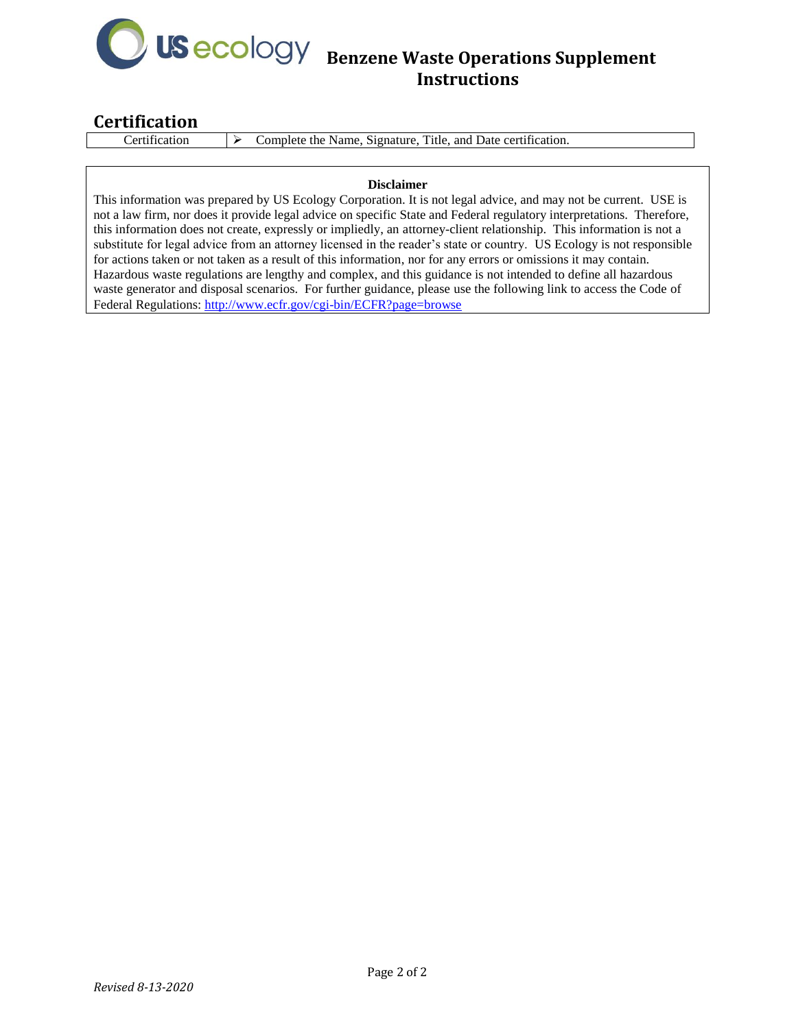# Benzene Waste Operations Supplement Instructions

## Certification

| | |
|---|---|
| Certification | ➢ Complete the Name, Signature, Title, and Date certification. |

**Disclaimer**

This information was prepared by US Ecology Corporation. It is not legal advice, and may not be current. USE is not a law firm, nor does it provide legal advice on specific State and Federal regulatory interpretations. Therefore, this information does not create, expressly or impliedly, an attorney-client relationship. This information is not a substitute for legal advice from an attorney licensed in the reader's state or country. US Ecology is not responsible for actions taken or not taken as a result of this information, nor for any errors or omissions it may contain. Hazardous waste regulations are lengthy and complex, and this guidance is not intended to define all hazardous waste generator and disposal scenarios. For further guidance, please use the following link to access the Code of Federal Regulations: [http://www.ecfr.gov/cgi-bin/ECFR?page=browse](http://www.ecfr.gov/cgi-bin/ECFR?page=browse)

*Revised 8-13-2020*